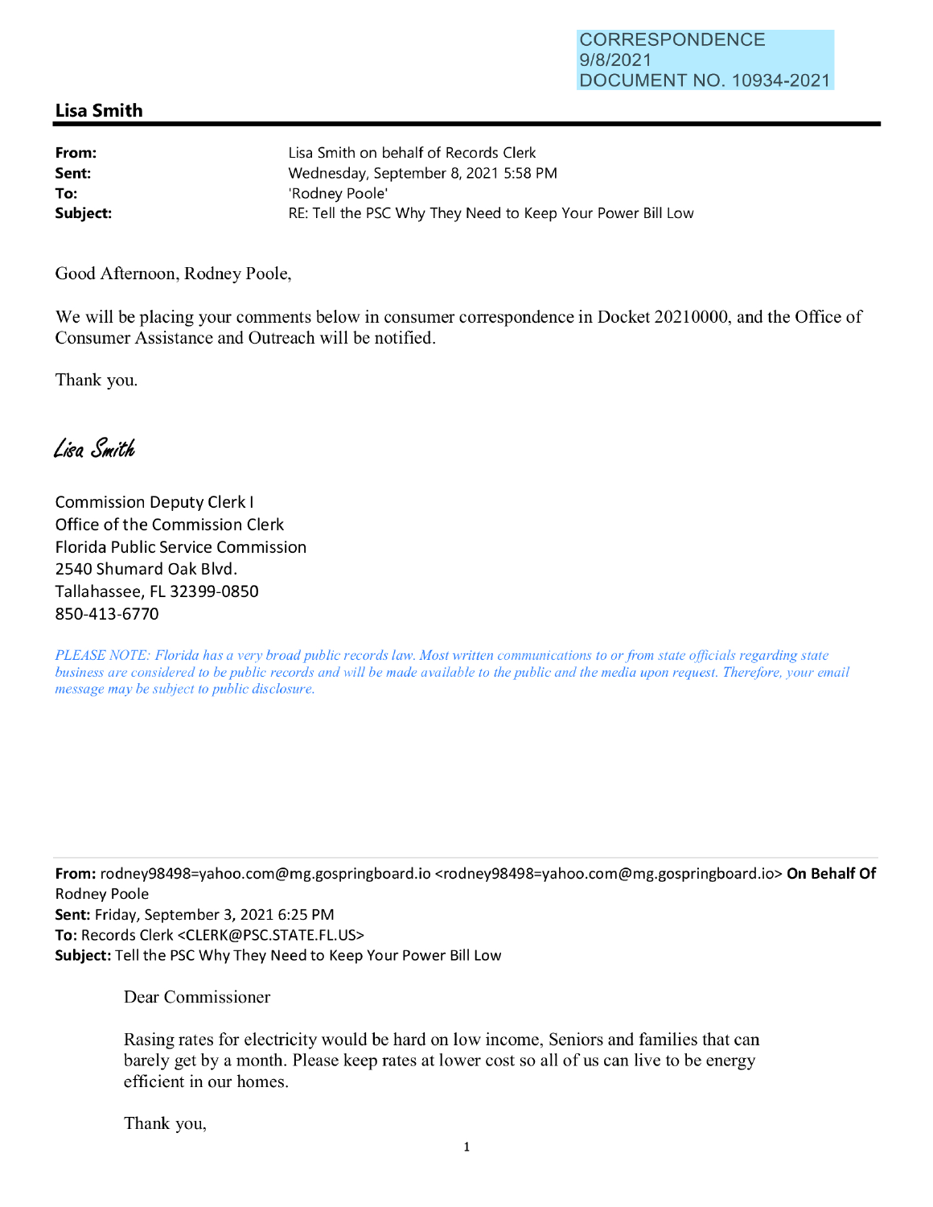CORRESPONDENCE
9/8/2021
DOCUMENT NO. 10934-2021

## Lisa Smith

**From:** Lisa Smith on behalf of Records Clerk
**Sent:** Wednesday, September 8, 2021 5:58 PM
**To:** 'Rodney Poole'
**Subject:** RE: Tell the PSC Why They Need to Keep Your Power Bill Low

Good Afternoon, Rodney Poole,

We will be placing your comments below in consumer correspondence in Docket 20210000, and the Office of Consumer Assistance and Outreach will be notified.

Thank you.

*Lisa Smith*

Commission Deputy Clerk I
Office of the Commission Clerk
Florida Public Service Commission
2540 Shumard Oak Blvd.
Tallahassee, FL 32399-0850
850-413-6770

*PLEASE NOTE: Florida has a very broad public records law. Most written communications to or from state officials regarding state business are considered to be public records and will be made available to the public and the media upon request. Therefore, your email message may be subject to public disclosure.*

---

**From:** rodney98498=yahoo.com@mg.gospringboard.io <rodney98498=yahoo.com@mg.gospringboard.io> **On Behalf Of** Rodney Poole
**Sent:** Friday, September 3, 2021 6:25 PM
**To:** Records Clerk <CLERK@PSC.STATE.FL.US>
**Subject:** Tell the PSC Why They Need to Keep Your Power Bill Low

Dear Commissioner

Rasing rates for electricity would be hard on low income, Seniors and families that can barely get by a month. Please keep rates at lower cost so all of us can live to be energy efficient in our homes.

Thank you,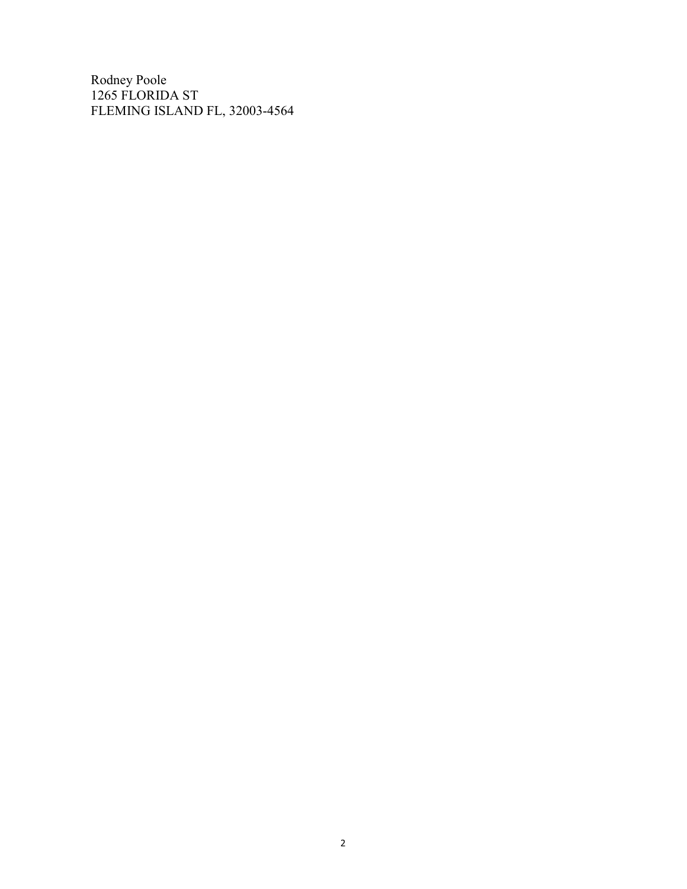Rodney Poole  
1265 FLORIDA ST  
FLEMING ISLAND FL, 32003-4564